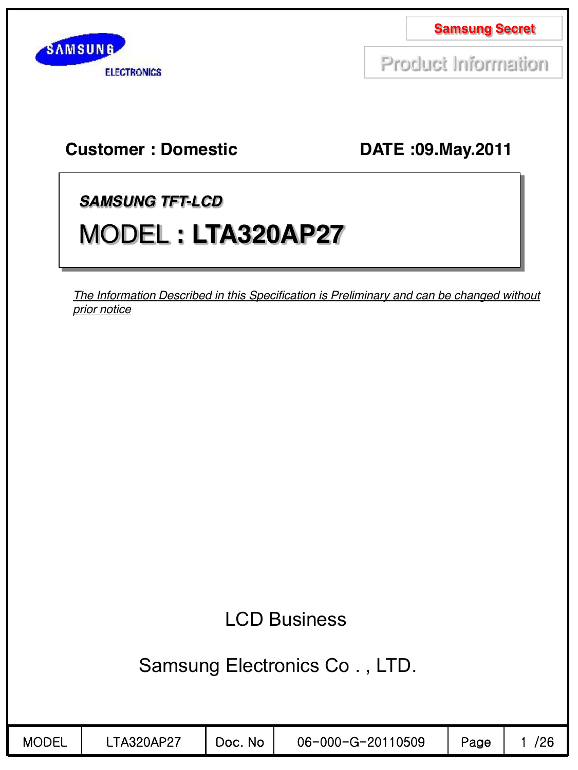Samsung Secret

Product Information

**Customer : Domestic** **DATE :09.May.2011**

***SAMSUNG TFT-LCD***

# MODEL : LTA320AP27

*The Information Described in this Specification is Preliminary and can be changed without prior notice*

LCD Business

Samsung Electronics Co . , LTD.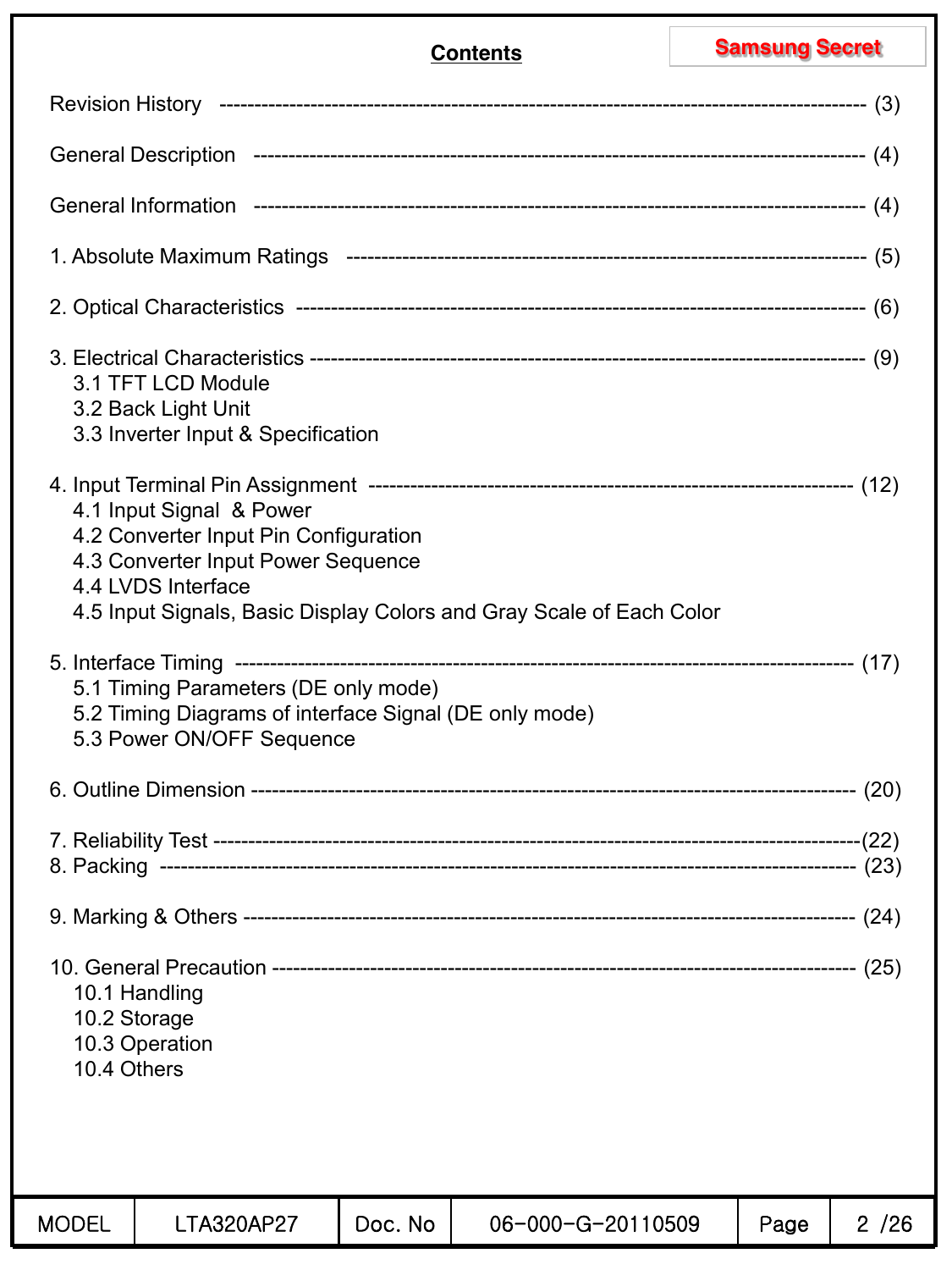# Contents

Samsung Secret

Revision History ---------------------------------------------------------------------------------------- (3)

General Description ---------------------------------------------------------------------------------- (4)

General Information ---------------------------------------------------------------------------------- (4)

1. Absolute Maximum Ratings --------------------------------------------------------------------- (5)

2. Optical Characteristics ------------------------------------------------------------------------------ (6)

3. Electrical Characteristics ----------------------------------------------------------------------------- (9)
   - 3.1 TFT LCD Module
   - 3.2 Back Light Unit
   - 3.3 Inverter Input & Specification

4. Input Terminal Pin Assignment ------------------------------------------------------------------- (12)
   - 4.1 Input Signal & Power
   - 4.2 Converter Input Pin Configuration
   - 4.3 Converter Input Power Sequence
   - 4.4 LVDS Interface
   - 4.5 Input Signals, Basic Display Colors and Gray Scale of Each Color

5. Interface Timing ------------------------------------------------------------------------------------ (17)
   - 5.1 Timing Parameters (DE only mode)
   - 5.2 Timing Diagrams of interface Signal (DE only mode)
   - 5.3 Power ON/OFF Sequence

6. Outline Dimension --------------------------------------------------------------------------------- (20)

7. Reliability Test ---------------------------------------------------------------------------------------(22)

8. Packing ------------------------------------------------------------------------------------------------- (23)

9. Marking & Others --------------------------------------------------------------------------------- (24)

10. General Precaution ----------------------------------------------------------------------------- (25)
    - 10.1 Handling
    - 10.2 Storage
    - 10.3 Operation
    - 10.4 Others

| MODEL | LTA320AP27 | Doc. No | 06-000-G-20110509 |
|---|---|---|---|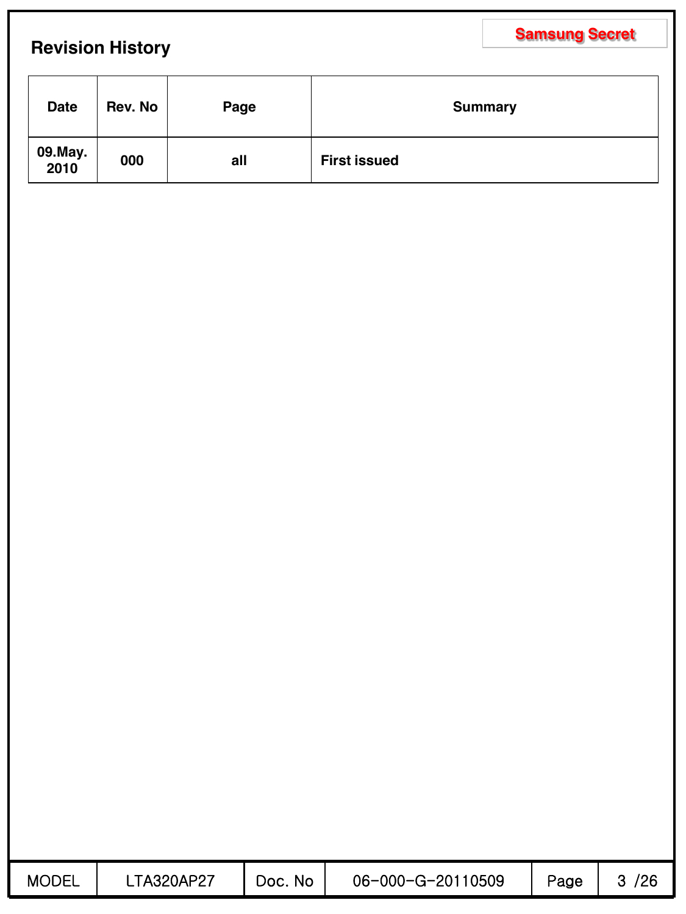## Revision History

| Date | Rev. No | Page | Summary |
|---|---|---|---|
| 09.May. 2010 | 000 | all | First issued |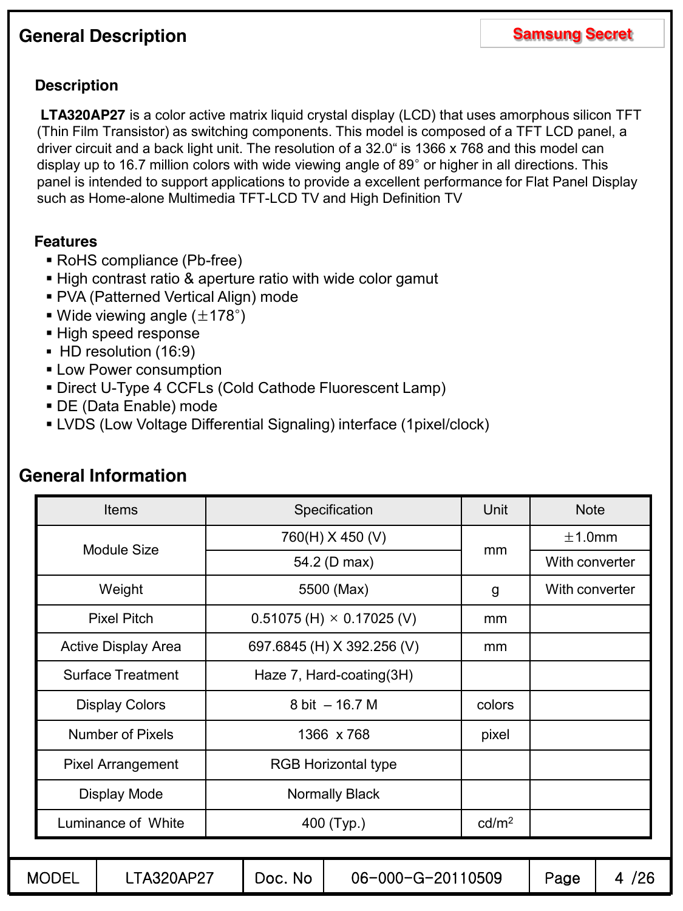# General Description

Samsung Secret

## Description

**LTA320AP27** is a color active matrix liquid crystal display (LCD) that uses amorphous silicon TFT (Thin Film Transistor) as switching components. This model is composed of a TFT LCD panel, a driver circuit and a back light unit. The resolution of a 32.0" is 1366 x 768 and this model can display up to 16.7 million colors with wide viewing angle of 89° or higher in all directions. This panel is intended to support applications to provide a excellent performance for Flat Panel Display such as Home-alone Multimedia TFT-LCD TV and High Definition TV

## Features

- RoHS compliance (Pb-free)
- High contrast ratio & aperture ratio with wide color gamut
- PVA (Patterned Vertical Align) mode
- Wide viewing angle (±178°)
- High speed response
- HD resolution (16:9)
- Low Power consumption
- Direct U-Type 4 CCFLs (Cold Cathode Fluorescent Lamp)
- DE (Data Enable) mode
- LVDS (Low Voltage Differential Signaling) interface (1pixel/clock)

# General Information

| Items | Specification | Unit | Note |
|---|---|---|---|
| Module Size | 760(H) X 450 (V) | mm | ±1.0mm |
| | 54.2 (D max) | | With converter |
| Weight | 5500 (Max) | g | With converter |
| Pixel Pitch | 0.51075 (H) × 0.17025 (V) | mm | |
| Active Display Area | 697.6845 (H) X 392.256 (V) | mm | |
| Surface Treatment | Haze 7, Hard-coating(3H) | | |
| Display Colors | 8 bit – 16.7 M | colors | |
| Number of Pixels | 1366 x 768 | pixel | |
| Pixel Arrangement | RGB Horizontal type | | |
| Display Mode | Normally Black | | |
| Luminance of White | 400 (Typ.) | $cd/m^2$ | |

| MODEL | LTA320AP27 | Doc. No | 06-000-G-20110509 |
|---|---|---|---|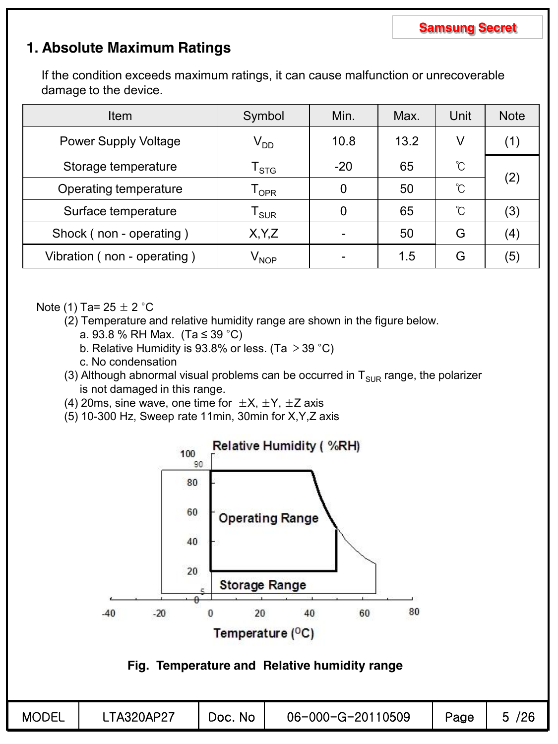Samsung Secret

## 1. Absolute Maximum Ratings

If the condition exceeds maximum ratings, it can cause malfunction or unrecoverable damage to the device.

| Item | Symbol | Min. | Max. | Unit | Note |
|---|---|---|---|---|---|
| Power Supply Voltage | $V_{DD}$ | 10.8 | 13.2 | V | (1) |
| Storage temperature | $T_{STG}$ | -20 | 65 | ℃ | (2) |
| Operating temperature | $T_{OPR}$ | 0 | 50 | ℃ | |
| Surface temperature | $T_{SUR}$ | 0 | 65 | ℃ | (3) |
| Shock ( non - operating ) | X,Y,Z | - | 50 | G | (4) |
| Vibration ( non - operating ) | $V_{NOP}$ | - | 1.5 | G | (5) |

Note (1) Ta= 25 ± 2 °C

(2) Temperature and relative humidity range are shown in the figure below.

a. 93.8 % RH Max. (Ta ≤ 39 °C)

b. Relative Humidity is 93.8% or less. (Ta > 39 °C)

c. No condensation

(3) Although abnormal visual problems can be occurred in $T_{SUR}$ range, the polarizer is not damaged in this range.

(4) 20ms, sine wave, one time for ±X, ±Y, ±Z axis

(5) 10-300 Hz, Sweep rate 11min, 30min for X,Y,Z axis

Relative Humidity ( %RH)

100
90
80
60
40
20
5
0

Operating Range

Storage Range

-40 -20 0 20 40 60 80

Temperature (°C)

**Fig. Temperature and Relative humidity range**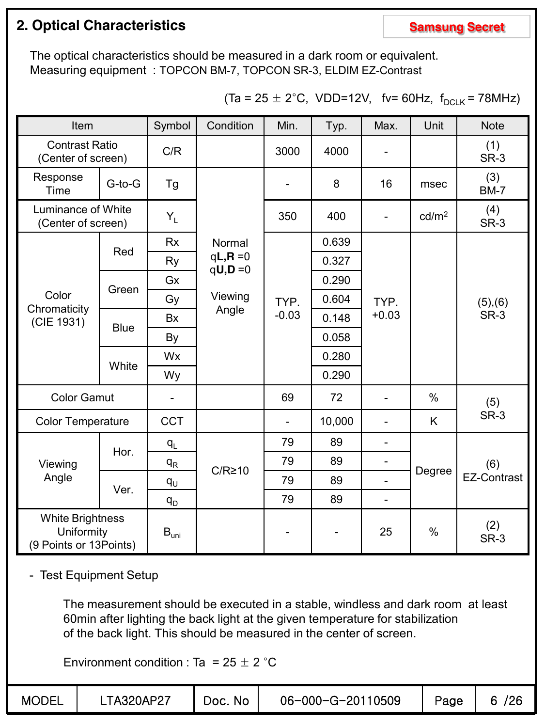## 2. Optical Characteristics

Samsung Secret

The optical characteristics should be measured in a dark room or equivalent.
Measuring equipment : TOPCON BM-7, TOPCON SR-3, ELDIM EZ-Contrast

(Ta = 25 ± 2°C, VDD=12V, fv= 60Hz, $f_{DCLK}$ = 78MHz)

| Item | | Symbol | Condition | Min. | Typ. | Max. | Unit | Note |
|---|---|---|---|---|---|---|---|---|
| Contrast Ratio (Center of screen) | | C/R | | 3000 | 4000 | - | | (1) SR-3 |
| Response Time | G-to-G | Tg | Normal $\theta_{L,R}$ =0 $\theta_{U,D}$ =0 Viewing Angle | - | 8 | 16 | msec | (3) BM-7 |
| Luminance of White (Center of screen) | | $Y_L$ | | 350 | 400 | - | cd/m² | (4) SR-3 |
| Color Chromaticity (CIE 1931) | Red | Rx | | TYP. -0.03 | 0.639 | TYP. +0.03 | | (5),(6) SR-3 |
| | | Ry | | | 0.327 | | | |
| | Green | Gx | | | 0.290 | | | |
| | | Gy | | | 0.604 | | | |
| | Blue | Bx | | | 0.148 | | | |
| | | By | | | 0.058 | | | |
| | White | Wx | | | 0.280 | | | |
| | | Wy | | | 0.290 | | | |
| Color Gamut | | - | | 69 | 72 | - | % | (5) SR-3 |
| Color Temperature | | CCT | | - | 10,000 | - | K | |
| Viewing Angle | Hor. | $\theta_L$ | C/R≥10 | 79 | 89 | - | Degree | (6) EZ-Contrast |
| | | $\theta_R$ | | 79 | 89 | - | | |
| | Ver. | $\theta_U$ | | 79 | 89 | - | | |
| | | $\theta_D$ | | 79 | 89 | - | | |
| White Brightness Uniformity (9 Points or 13Points) | | $B_{uni}$ | | - | - | 25 | % | (2) SR-3 |

- Test Equipment Setup

The measurement should be executed in a stable, windless and dark room at least 60min after lighting the back light at the given temperature for stabilization of the back light. This should be measured in the center of screen.

Environment condition : Ta = 25 ± 2 °C

| MODEL | LTA320AP27 | Doc. No | 06-000-G-20110509 |
|---|---|---|---|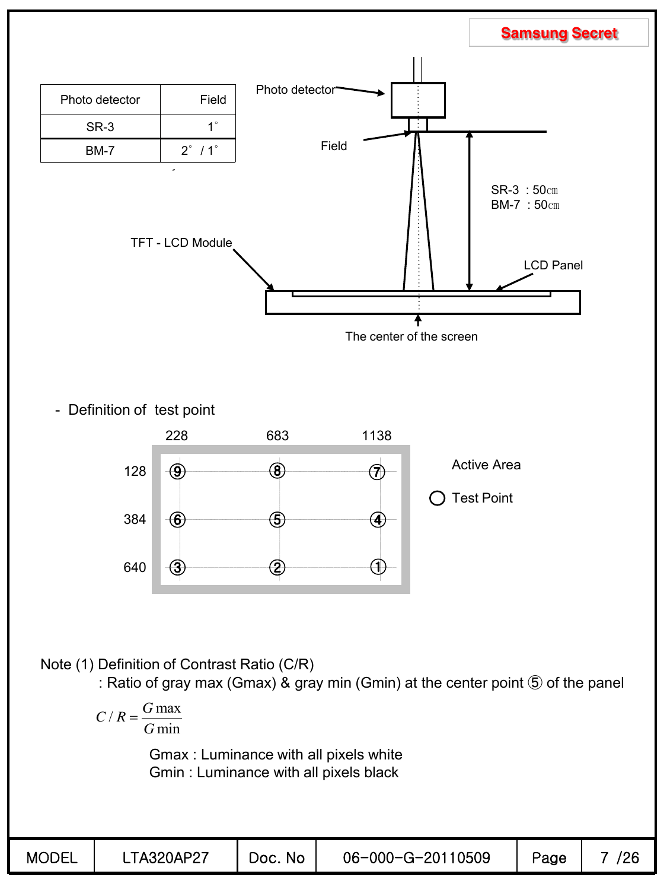| Photo detector | Field |
|---|---|
| SR-3 | 1˚ |
| BM-7 | 2˚ / 1˚ |

Photo detector

Field

SR-3 : 50㎝
BM-7 : 50㎝

TFT - LCD Module

LCD Panel

The center of the screen

- Definition of test point

228 683 1138

128 ⑨ ⑧ ⑦

384 ⑥ ⑤ ④

640 ③ ② ①

Active Area

○ Test Point

Note (1) Definition of Contrast Ratio (C/R)

: Ratio of gray max (Gmax) & gray min (Gmin) at the center point ⑤ of the panel

$$C/R = \frac{G\max}{G\min}$$

Gmax : Luminance with all pixels white
Gmin : Luminance with all pixels black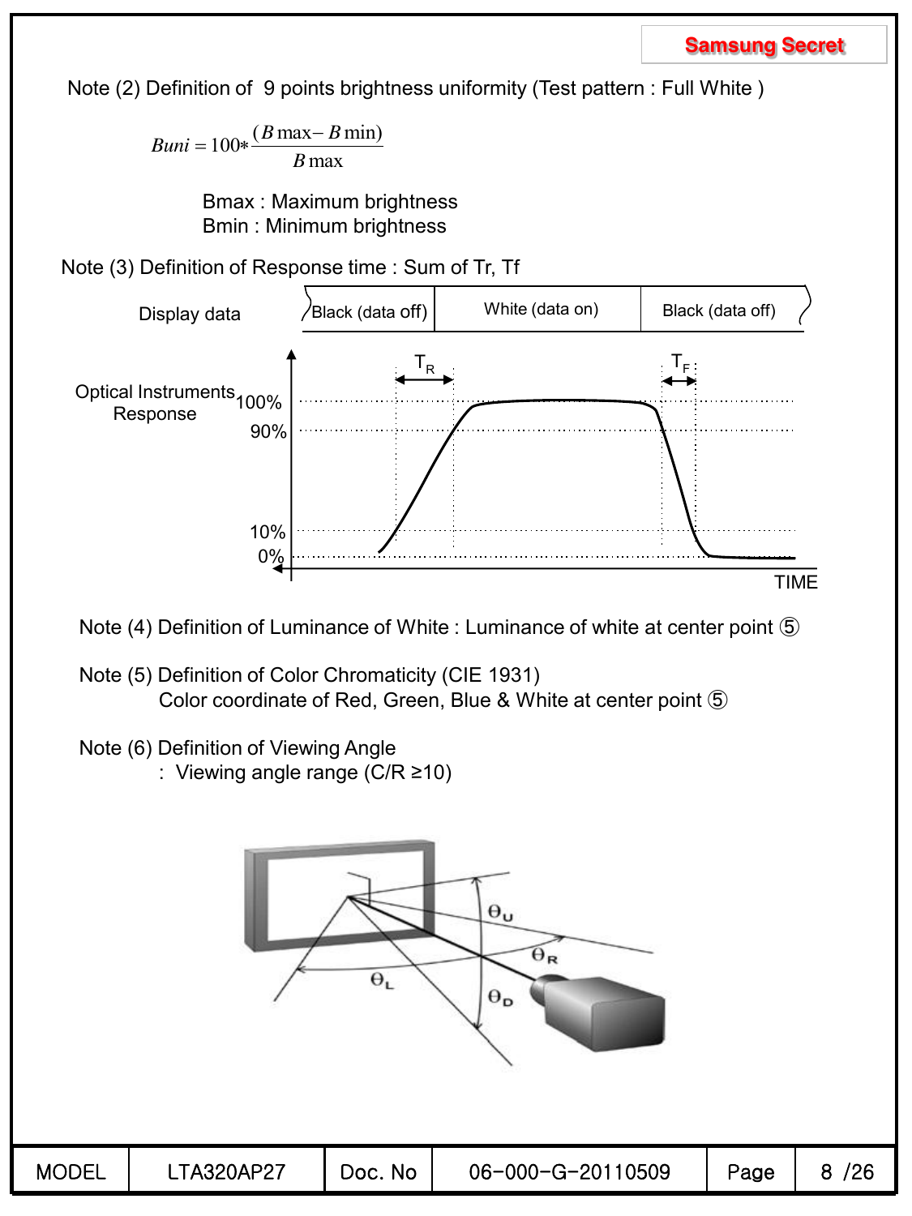Note (2) Definition of 9 points brightness uniformity (Test pattern : Full White )

$$Buni = 100 * \frac{(B\max - B\min)}{B\max}$$

Bmax : Maximum brightness
Bmin : Minimum brightness

Note (3) Definition of Response time : Sum of Tr, Tf

Display data

Black (data off)

White (data on)

Black (data off)

Optical Instruments Response

100%

90%

10%

0%

$T_R$

$T_F$

TIME

Note (4) Definition of Luminance of White : Luminance of white at center point ⑤

Note (5) Definition of Color Chromaticity (CIE 1931)
Color coordinate of Red, Green, Blue & White at center point ⑤

Note (6) Definition of Viewing Angle
: Viewing angle range (C/R ≥10)

$\theta_U$

$\theta_R$

$\theta_L$

$\theta_D$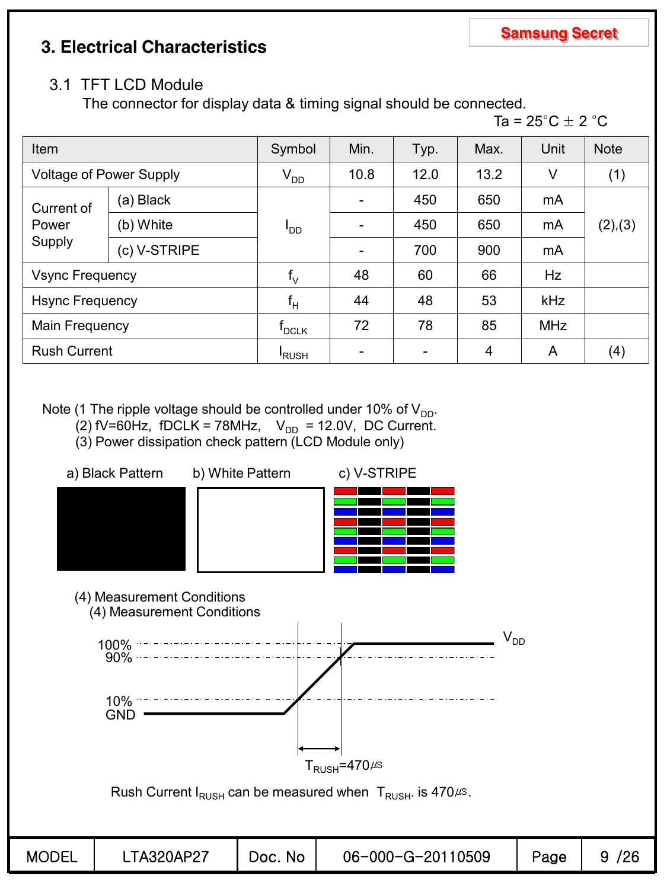## 3. Electrical Characteristics

### 3.1 TFT LCD Module

The connector for display data & timing signal should be connected.

Ta = 25°C ± 2 °C

| Item | | Symbol | Min. | Typ. | Max. | Unit | Note |
|---|---|---|---|---|---|---|---|
| Voltage of Power Supply | | $V_{DD}$ | 10.8 | 12.0 | 13.2 | V | (1) |
| Current of Power Supply | (a) Black | $I_{DD}$ | - | 450 | 650 | mA | (2),(3) |
| | (b) White | | - | 450 | 650 | mA | |
| | (c) V-STRIPE | | - | 700 | 900 | mA | |
| Vsync Frequency | | $f_V$ | 48 | 60 | 66 | Hz | |
| Hsync Frequency | | $f_H$ | 44 | 48 | 53 | kHz | |
| Main Frequency | | $f_{DCLK}$ | 72 | 78 | 85 | MHz | |
| Rush Current | | $I_{RUSH}$ | - | - | 4 | A | (4) |

Note (1 The ripple voltage should be controlled under 10% of $V_{DD}$.

(2) fV=60Hz, fDCLK = 78MHz, $V_{DD}$ = 12.0V, DC Current.

(3) Power dissipation check pattern (LCD Module only)

a) Black Pattern b) White Pattern c) V-STRIPE

(4) Measurement Conditions

(4) Measurement Conditions

100%
90%
10%
GND
$V_{DD}$
$T_{RUSH}$=470㎲

Rush Current $I_{RUSH}$ can be measured when $T_{RUSH}$. is 470㎲.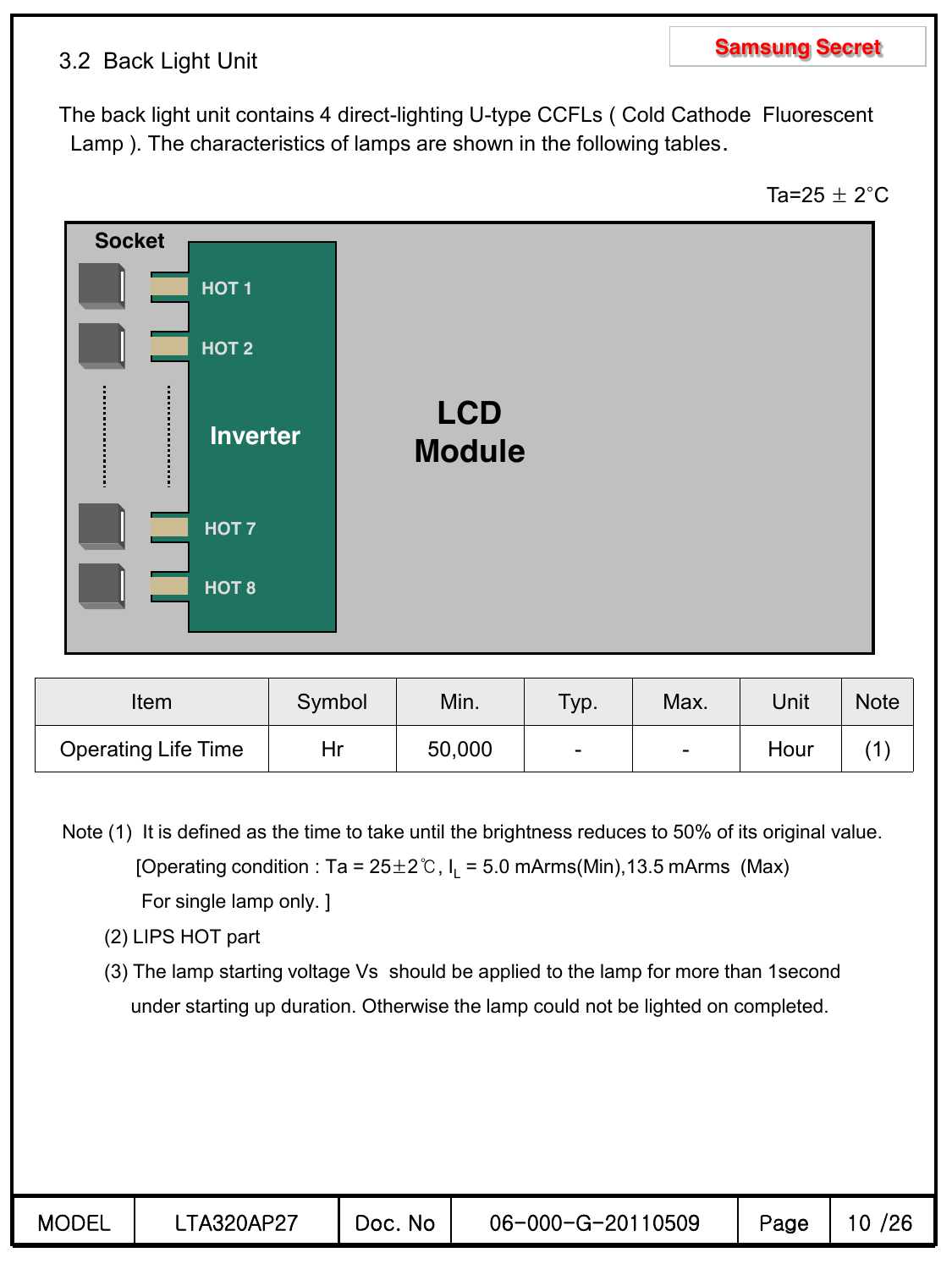Samsung Secret

## 3.2 Back Light Unit

The back light unit contains 4 direct-lighting U-type CCFLs ( Cold Cathode Fluorescent Lamp ). The characteristics of lamps are shown in the following tables.

Ta=25 ± 2°C

Socket

HOT 1

HOT 2

Inverter

HOT 7

HOT 8

LCD Module

| Item | Symbol | Min. | Typ. | Max. | Unit | Note |
|---|---|---|---|---|---|---|
| Operating Life Time | Hr | 50,000 | - | - | Hour | (1) |

Note (1) It is defined as the time to take until the brightness reduces to 50% of its original value. [Operating condition : Ta = 25±2℃, $I_L$ = 5.0 mArms(Min),13.5 mArms (Max) For single lamp only. ]

(2) LIPS HOT part

(3) The lamp starting voltage Vs should be applied to the lamp for more than 1second under starting up duration. Otherwise the lamp could not be lighted on completed.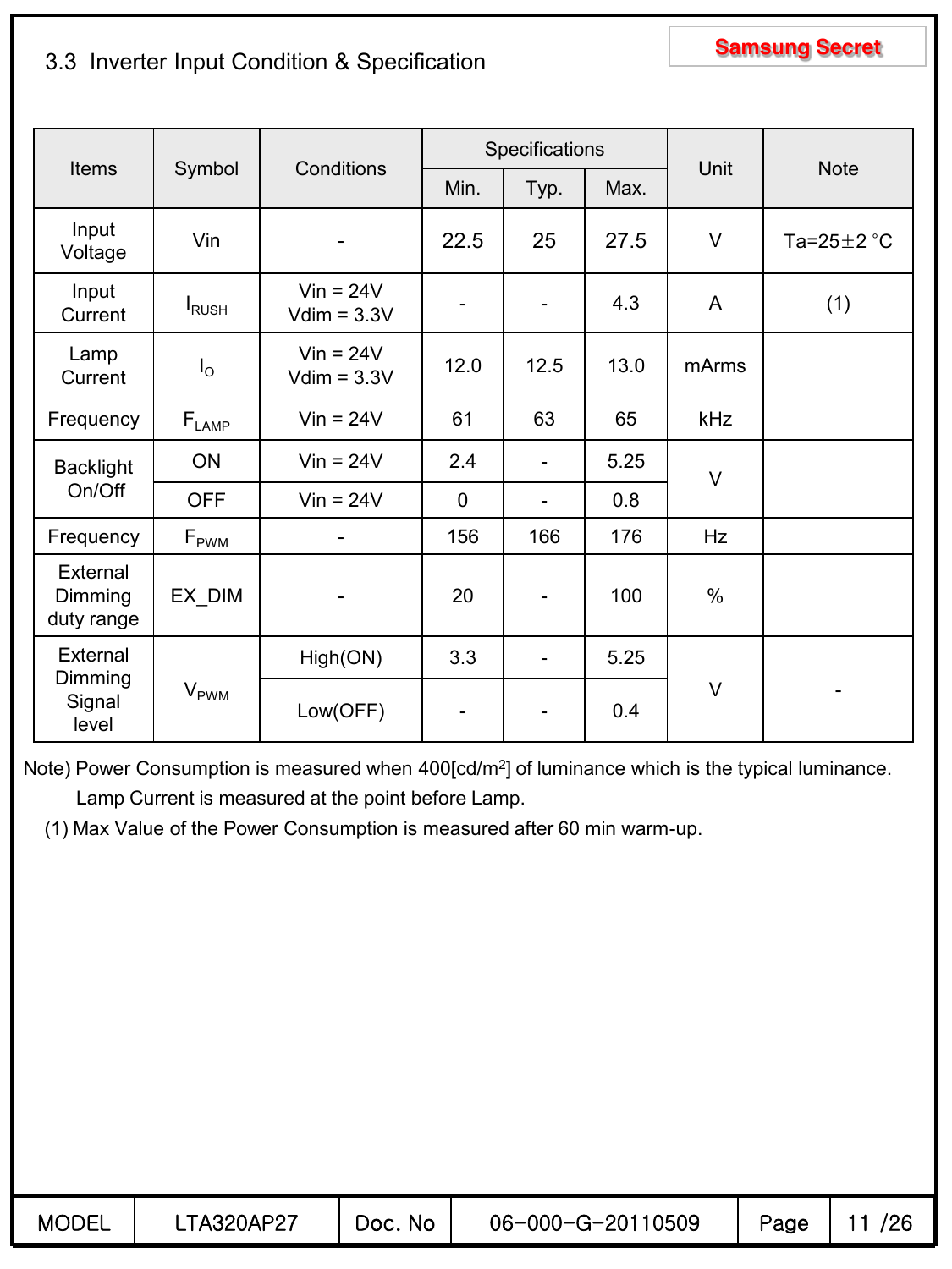### 3.3 Inverter Input Condition & Specification

Samsung Secret

| Items | Symbol | Conditions | Specifications | | | Unit | Note |
|---|---|---|---|---|---|---|---|
| | | | Min. | Typ. | Max. | | |
| Input Voltage | Vin | - | 22.5 | 25 | 27.5 | V | Ta=25±2 °C |
| Input Current | $I_{RUSH}$ | Vin = 24V Vdim = 3.3V | - | - | 4.3 | A | (1) |
| Lamp Current | $I_O$ | Vin = 24V Vdim = 3.3V | 12.0 | 12.5 | 13.0 | mArms | |
| Frequency | $F_{LAMP}$ | Vin = 24V | 61 | 63 | 65 | kHz | |
| Backlight On/Off | ON | Vin = 24V | 2.4 | - | 5.25 | V | |
| | OFF | Vin = 24V | 0 | - | 0.8 | | |
| Frequency | $F_{PWM}$ | - | 156 | 166 | 176 | Hz | |
| External Dimming duty range | EX_DIM | - | 20 | - | 100 | % | |
| External Dimming Signal level | $V_{PWM}$ | High(ON) | 3.3 | - | 5.25 | V | - |
| | | Low(OFF) | - | - | 0.4 | | |

Note) Power Consumption is measured when 400[cd/m$^2$] of luminance which is the typical luminance.
Lamp Current is measured at the point before Lamp.
(1) Max Value of the Power Consumption is measured after 60 min warm-up.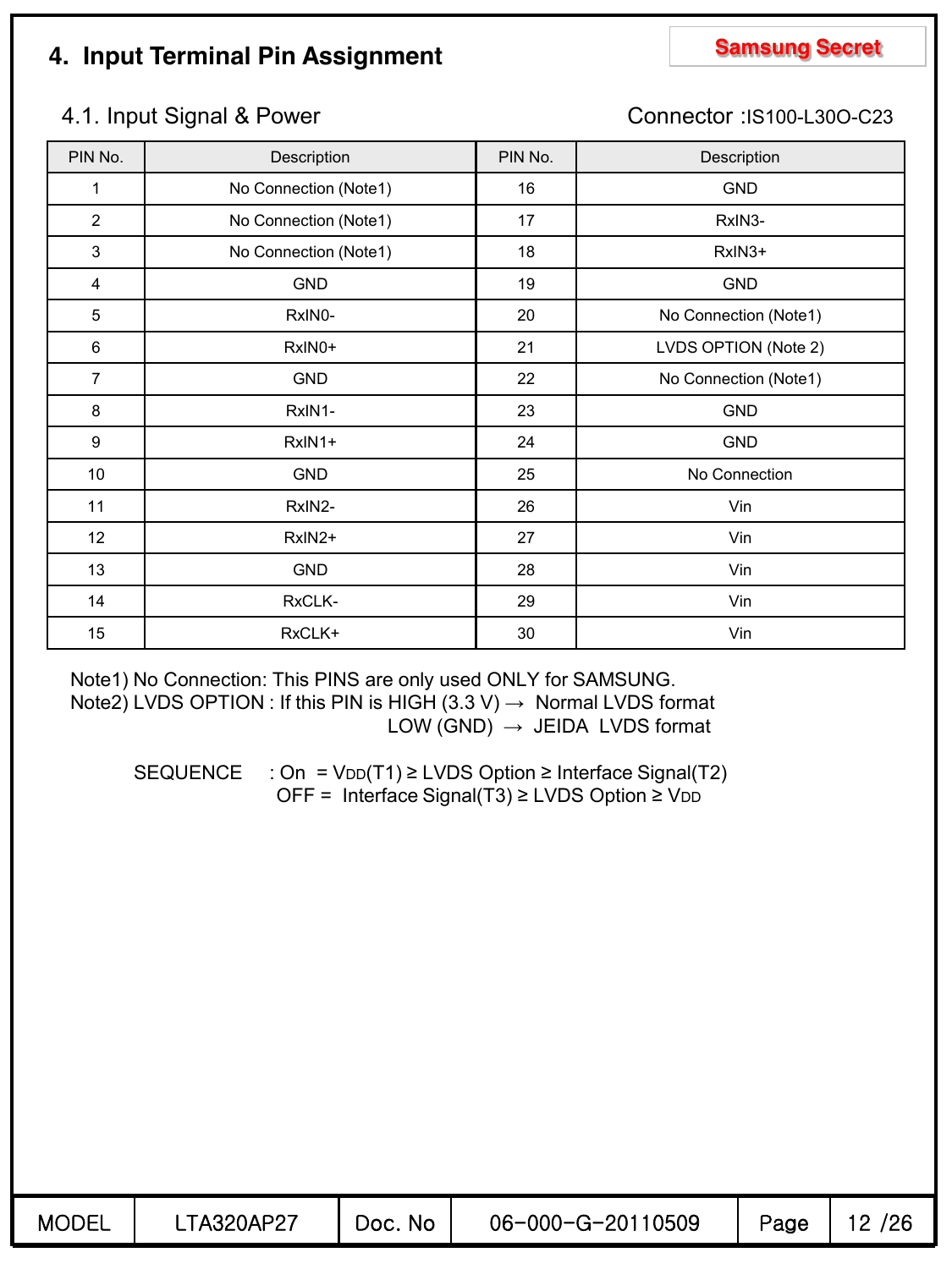# 4. Input Terminal Pin Assignment

Samsung Secret

## 4.1. Input Signal & Power

Connector : IS100-L30O-C23

| PIN No. | Description | PIN No. | Description |
|---|---|---|---|
| 1 | No Connection (Note1) | 16 | GND |
| 2 | No Connection (Note1) | 17 | RxIN3- |
| 3 | No Connection (Note1) | 18 | RxIN3+ |
| 4 | GND | 19 | GND |
| 5 | RxIN0- | 20 | No Connection (Note1) |
| 6 | RxIN0+ | 21 | LVDS OPTION (Note 2) |
| 7 | GND | 22 | No Connection (Note1) |
| 8 | RxIN1- | 23 | GND |
| 9 | RxIN1+ | 24 | GND |
| 10 | GND | 25 | No Connection |
| 11 | RxIN2- | 26 | Vin |
| 12 | RxIN2+ | 27 | Vin |
| 13 | GND | 28 | Vin |
| 14 | RxCLK- | 29 | Vin |
| 15 | RxCLK+ | 30 | Vin |

Note1) No Connection: This PINS are only used ONLY for SAMSUNG.
Note2) LVDS OPTION : If this PIN is HIGH (3.3 V) → Normal LVDS format
LOW (GND) → JEIDA LVDS format

SEQUENCE : On = $V_{DD}$(T1) ≥ LVDS Option ≥ Interface Signal(T2)
OFF = Interface Signal(T3) ≥ LVDS Option ≥ $V_{DD}$

| MODEL | LTA320AP27 | Doc. No | 06-000-G-20110509 |
|---|---|---|---|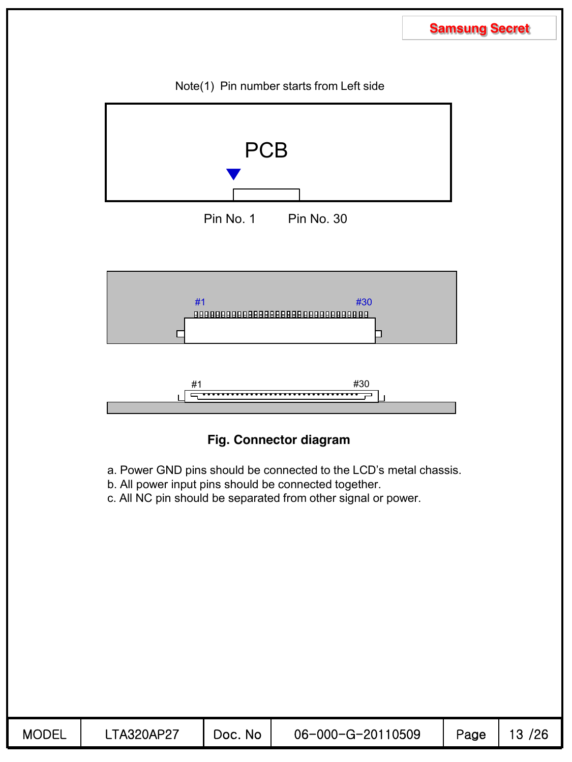Note(1) Pin number starts from Left side

PCB

Pin No. 1 Pin No. 30

#1 #30

#1 #30

**Fig. Connector diagram**

a. Power GND pins should be connected to the LCD's metal chassis.
b. All power input pins should be connected together.
c. All NC pin should be separated from other signal or power.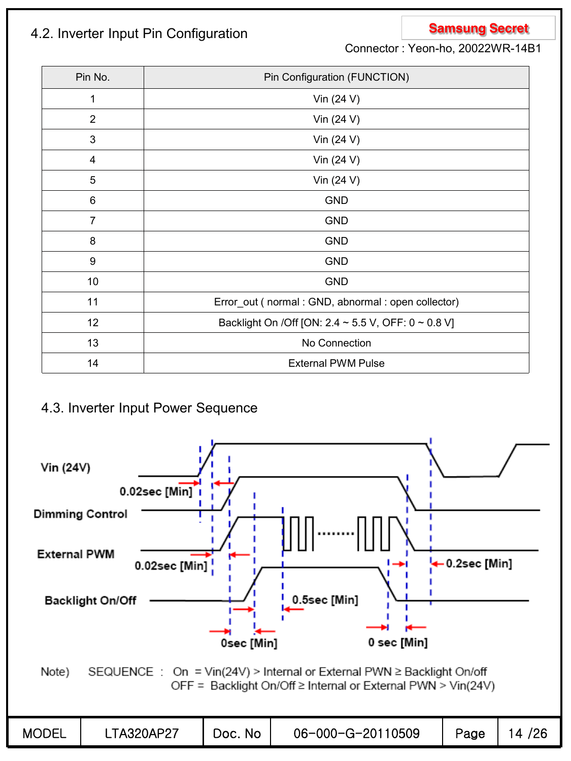## 4.2. Inverter Input Pin Configuration

Samsung Secret

Connector : Yeon-ho, 20022WR-14B1

| Pin No. | Pin Configuration (FUNCTION) |
|---|---|
| 1 | Vin (24 V) |
| 2 | Vin (24 V) |
| 3 | Vin (24 V) |
| 4 | Vin (24 V) |
| 5 | Vin (24 V) |
| 6 | GND |
| 7 | GND |
| 8 | GND |
| 9 | GND |
| 10 | GND |
| 11 | Error_out ( normal : GND, abnormal : open collector) |
| 12 | Backlight On /Off [ON: 2.4 ~ 5.5 V, OFF: 0 ~ 0.8 V] |
| 13 | No Connection |
| 14 | External PWM Pulse |

## 4.3. Inverter Input Power Sequence

Vin (24V)

0.02sec [Min]

Dimming Control

External PWM

0.02sec [Min]

0.2sec [Min]

Backlight On/Off

0.5sec [Min]

0sec [Min]

0 sec [Min]

Note) SEQUENCE : On = Vin(24V) > Internal or External PWN ≥ Backlight On/off
OFF = Backlight On/Off ≥ Internal or External PWN > Vin(24V)

| MODEL | LTA320AP27 | Doc. No | 06-000-G-20110509 |
|---|---|---|---|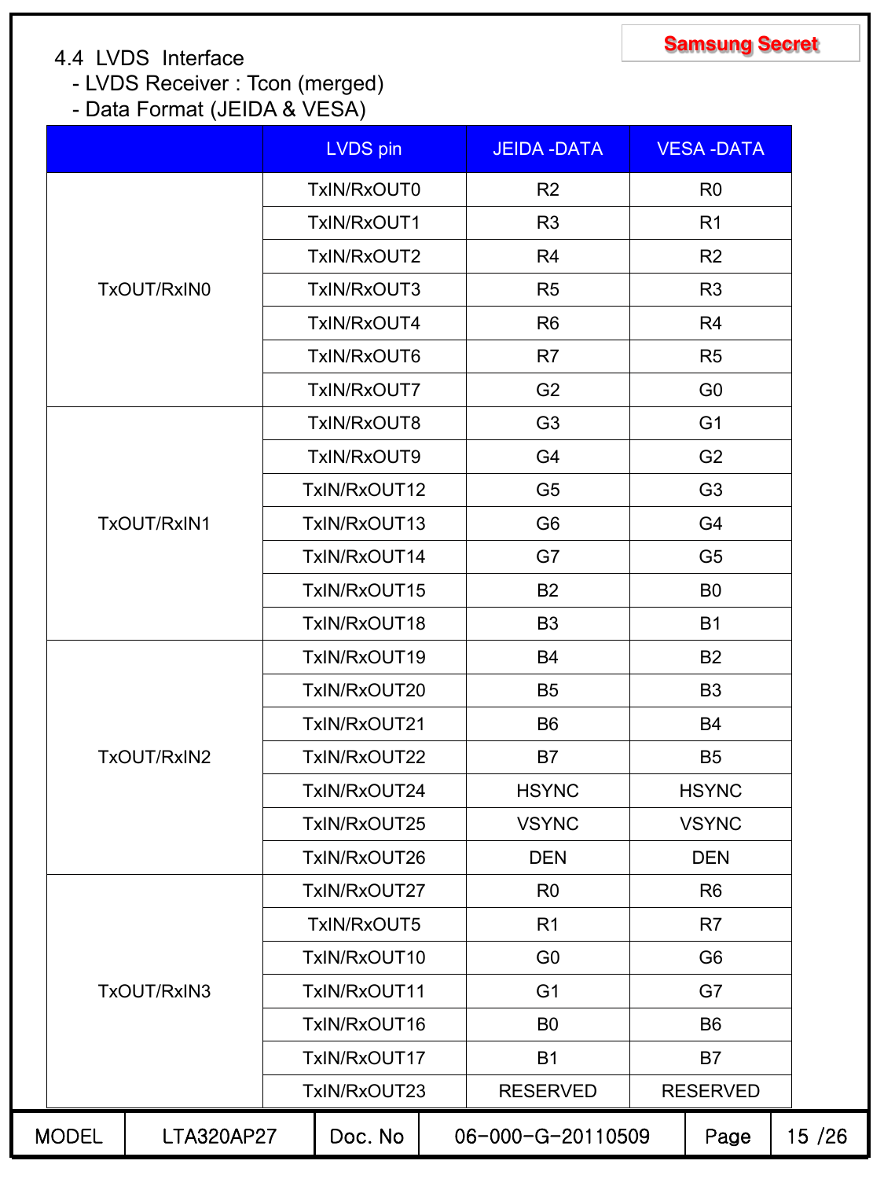4.4 LVDS Interface

- LVDS Receiver : Tcon (merged)
- Data Format (JEIDA & VESA)

| | LVDS pin | JEIDA -DATA | VESA -DATA |
|---|---|---|---|
| TxOUT/RxIN0 | TxIN/RxOUT0 | R2 | R0 |
| | TxIN/RxOUT1 | R3 | R1 |
| | TxIN/RxOUT2 | R4 | R2 |
| | TxIN/RxOUT3 | R5 | R3 |
| | TxIN/RxOUT4 | R6 | R4 |
| | TxIN/RxOUT6 | R7 | R5 |
| | TxIN/RxOUT7 | G2 | G0 |
| TxOUT/RxIN1 | TxIN/RxOUT8 | G3 | G1 |
| | TxIN/RxOUT9 | G4 | G2 |
| | TxIN/RxOUT12 | G5 | G3 |
| | TxIN/RxOUT13 | G6 | G4 |
| | TxIN/RxOUT14 | G7 | G5 |
| | TxIN/RxOUT15 | B2 | B0 |
| | TxIN/RxOUT18 | B3 | B1 |
| TxOUT/RxIN2 | TxIN/RxOUT19 | B4 | B2 |
| | TxIN/RxOUT20 | B5 | B3 |
| | TxIN/RxOUT21 | B6 | B4 |
| | TxIN/RxOUT22 | B7 | B5 |
| | TxIN/RxOUT24 | HSYNC | HSYNC |
| | TxIN/RxOUT25 | VSYNC | VSYNC |
| | TxIN/RxOUT26 | DEN | DEN |
| TxOUT/RxIN3 | TxIN/RxOUT27 | R0 | R6 |
| | TxIN/RxOUT5 | R1 | R7 |
| | TxIN/RxOUT10 | G0 | G6 |
| | TxIN/RxOUT11 | G1 | G7 |
| | TxIN/RxOUT16 | B0 | B6 |
| | TxIN/RxOUT17 | B1 | B7 |
| | TxIN/RxOUT23 | RESERVED | RESERVED |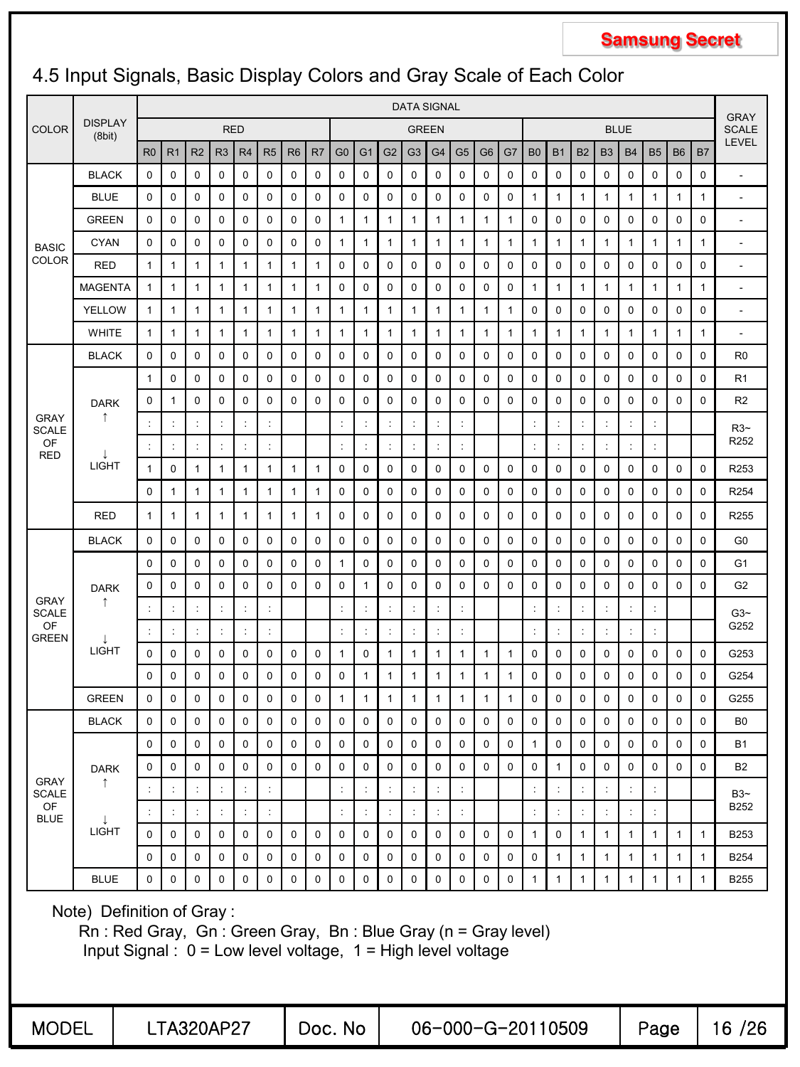## 4.5 Input Signals, Basic Display Colors and Gray Scale of Each Color

| COLOR | DISPLAY (8bit) | DATA SIGNAL | | | | | | | | | | | | | | | | | | | | | | | | GRAY SCALE LEVEL |
|---|---|---|---|---|---|---|---|---|---|---|---|---|---|---|---|---|---|---|---|---|---|---|---|---|---|---|
| | | RED | | | | | | | | GREEN | | | | | | | | BLUE | | | | | | | | |
| | | R0 | R1 | R2 | R3 | R4 | R5 | R6 | R7 | G0 | G1 | G2 | G3 | G4 | G5 | G6 | G7 | B0 | B1 | B2 | B3 | B4 | B5 | B6 | B7 | |
| BASIC COLOR | BLACK | 0 | 0 | 0 | 0 | 0 | 0 | 0 | 0 | 0 | 0 | 0 | 0 | 0 | 0 | 0 | 0 | 0 | 0 | 0 | 0 | 0 | 0 | 0 | 0 | - |
| | BLUE | 0 | 0 | 0 | 0 | 0 | 0 | 0 | 0 | 0 | 0 | 0 | 0 | 0 | 0 | 0 | 0 | 1 | 1 | 1 | 1 | 1 | 1 | 1 | 1 | - |
| | GREEN | 0 | 0 | 0 | 0 | 0 | 0 | 0 | 0 | 1 | 1 | 1 | 1 | 1 | 1 | 1 | 1 | 0 | 0 | 0 | 0 | 0 | 0 | 0 | 0 | - |
| | CYAN | 0 | 0 | 0 | 0 | 0 | 0 | 0 | 0 | 1 | 1 | 1 | 1 | 1 | 1 | 1 | 1 | 1 | 1 | 1 | 1 | 1 | 1 | 1 | 1 | - |
| | RED | 1 | 1 | 1 | 1 | 1 | 1 | 1 | 1 | 0 | 0 | 0 | 0 | 0 | 0 | 0 | 0 | 0 | 0 | 0 | 0 | 0 | 0 | 0 | 0 | - |
| | MAGENTA | 1 | 1 | 1 | 1 | 1 | 1 | 1 | 1 | 0 | 0 | 0 | 0 | 0 | 0 | 0 | 0 | 1 | 1 | 1 | 1 | 1 | 1 | 1 | 1 | - |
| | YELLOW | 1 | 1 | 1 | 1 | 1 | 1 | 1 | 1 | 1 | 1 | 1 | 1 | 1 | 1 | 1 | 1 | 0 | 0 | 0 | 0 | 0 | 0 | 0 | 0 | - |
| | WHITE | 1 | 1 | 1 | 1 | 1 | 1 | 1 | 1 | 1 | 1 | 1 | 1 | 1 | 1 | 1 | 1 | 1 | 1 | 1 | 1 | 1 | 1 | 1 | 1 | - |
| GRAY SCALE OF RED | BLACK | 0 | 0 | 0 | 0 | 0 | 0 | 0 | 0 | 0 | 0 | 0 | 0 | 0 | 0 | 0 | 0 | 0 | 0 | 0 | 0 | 0 | 0 | 0 | 0 | R0 |
| | DARK ↑ | 1 | 0 | 0 | 0 | 0 | 0 | 0 | 0 | 0 | 0 | 0 | 0 | 0 | 0 | 0 | 0 | 0 | 0 | 0 | 0 | 0 | 0 | 0 | 0 | R1 |
| | | 0 | 1 | 0 | 0 | 0 | 0 | 0 | 0 | 0 | 0 | 0 | 0 | 0 | 0 | 0 | 0 | 0 | 0 | 0 | 0 | 0 | 0 | 0 | 0 | R2 |
| | | : | : | : | : | : | : | | | : | : | : | : | : | : | | | : | : | : | : | : | : | | | R3~ R252 |
| | ↓ | : | : | : | : | : | : | | | : | : | : | : | : | : | | | : | : | : | : | : | : | | | |
| | LIGHT | 1 | 0 | 1 | 1 | 1 | 1 | 1 | 1 | 0 | 0 | 0 | 0 | 0 | 0 | 0 | 0 | 0 | 0 | 0 | 0 | 0 | 0 | 0 | 0 | R253 |
| | | 0 | 1 | 1 | 1 | 1 | 1 | 1 | 1 | 0 | 0 | 0 | 0 | 0 | 0 | 0 | 0 | 0 | 0 | 0 | 0 | 0 | 0 | 0 | 0 | R254 |
| | RED | 1 | 1 | 1 | 1 | 1 | 1 | 1 | 1 | 0 | 0 | 0 | 0 | 0 | 0 | 0 | 0 | 0 | 0 | 0 | 0 | 0 | 0 | 0 | 0 | R255 |
| GRAY SCALE OF GREEN | BLACK | 0 | 0 | 0 | 0 | 0 | 0 | 0 | 0 | 0 | 0 | 0 | 0 | 0 | 0 | 0 | 0 | 0 | 0 | 0 | 0 | 0 | 0 | 0 | 0 | G0 |
| | DARK ↑ | 0 | 0 | 0 | 0 | 0 | 0 | 0 | 0 | 1 | 0 | 0 | 0 | 0 | 0 | 0 | 0 | 0 | 0 | 0 | 0 | 0 | 0 | 0 | 0 | G1 |
| | | 0 | 0 | 0 | 0 | 0 | 0 | 0 | 0 | 0 | 1 | 0 | 0 | 0 | 0 | 0 | 0 | 0 | 0 | 0 | 0 | 0 | 0 | 0 | 0 | G2 |
| | | : | : | : | : | : | : | | | : | : | : | : | : | : | | | : | : | : | : | : | : | | | G3~ G252 |
| | ↓ | : | : | : | : | : | : | | | : | : | : | : | : | : | | | : | : | : | : | : | : | | | |
| | LIGHT | 0 | 0 | 0 | 0 | 0 | 0 | 0 | 0 | 1 | 0 | 1 | 1 | 1 | 1 | 1 | 1 | 0 | 0 | 0 | 0 | 0 | 0 | 0 | 0 | G253 |
| | | 0 | 0 | 0 | 0 | 0 | 0 | 0 | 0 | 0 | 1 | 1 | 1 | 1 | 1 | 1 | 1 | 0 | 0 | 0 | 0 | 0 | 0 | 0 | 0 | G254 |
| | GREEN | 0 | 0 | 0 | 0 | 0 | 0 | 0 | 0 | 1 | 1 | 1 | 1 | 1 | 1 | 1 | 1 | 0 | 0 | 0 | 0 | 0 | 0 | 0 | 0 | G255 |
| GRAY SCALE OF BLUE | BLACK | 0 | 0 | 0 | 0 | 0 | 0 | 0 | 0 | 0 | 0 | 0 | 0 | 0 | 0 | 0 | 0 | 0 | 0 | 0 | 0 | 0 | 0 | 0 | 0 | B0 |
| | DARK ↑ | 0 | 0 | 0 | 0 | 0 | 0 | 0 | 0 | 0 | 0 | 0 | 0 | 0 | 0 | 0 | 0 | 1 | 0 | 0 | 0 | 0 | 0 | 0 | 0 | B1 |
| | | 0 | 0 | 0 | 0 | 0 | 0 | 0 | 0 | 0 | 0 | 0 | 0 | 0 | 0 | 0 | 0 | 0 | 1 | 0 | 0 | 0 | 0 | 0 | 0 | B2 |
| | | : | : | : | : | : | : | | | : | : | : | : | : | : | | | : | : | : | : | : | : | | | B3~ B252 |
| | ↓ | : | : | : | : | : | : | | | : | : | : | : | : | : | | | : | : | : | : | : | : | | | |
| | LIGHT | 0 | 0 | 0 | 0 | 0 | 0 | 0 | 0 | 0 | 0 | 0 | 0 | 0 | 0 | 0 | 0 | 1 | 0 | 1 | 1 | 1 | 1 | 1 | 1 | B253 |
| | | 0 | 0 | 0 | 0 | 0 | 0 | 0 | 0 | 0 | 0 | 0 | 0 | 0 | 0 | 0 | 0 | 0 | 1 | 1 | 1 | 1 | 1 | 1 | 1 | B254 |
| | BLUE | 0 | 0 | 0 | 0 | 0 | 0 | 0 | 0 | 0 | 0 | 0 | 0 | 0 | 0 | 0 | 0 | 1 | 1 | 1 | 1 | 1 | 1 | 1 | 1 | B255 |

Note) Definition of Gray :

Rn : Red Gray, Gn : Green Gray, Bn : Blue Gray (n = Gray level)

Input Signal : 0 = Low level voltage, 1 = High level voltage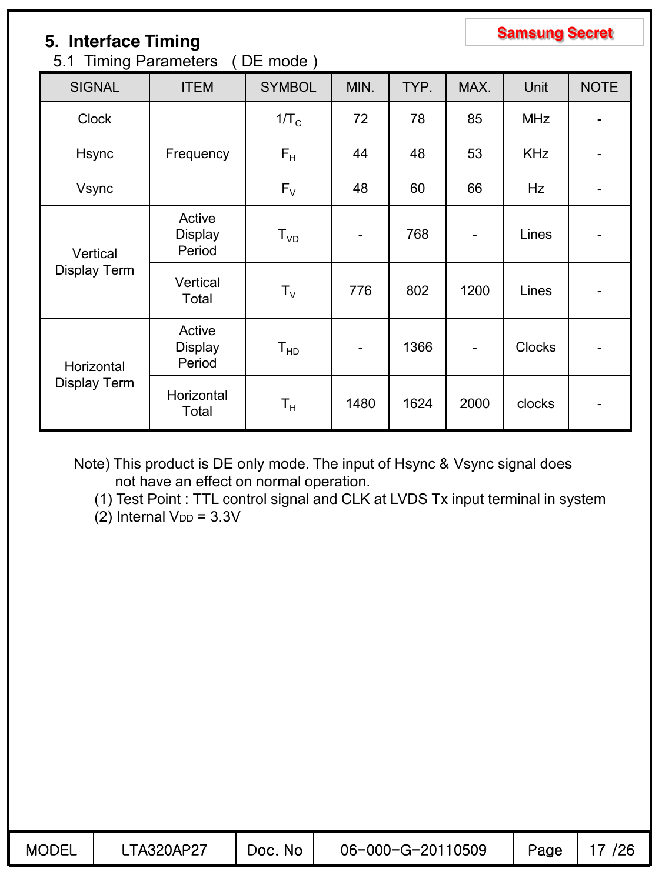Samsung Secret

## 5. Interface Timing

### 5.1 Timing Parameters ( DE mode )

| SIGNAL | ITEM | SYMBOL | MIN. | TYP. | MAX. | Unit | NOTE |
|---|---|---|---|---|---|---|---|
| Clock | Frequency | $1/T_C$ | 72 | 78 | 85 | MHz | - |
| Hsync | | $F_H$ | 44 | 48 | 53 | KHz | - |
| Vsync | | $F_V$ | 48 | 60 | 66 | Hz | - |
| Vertical Display Term | Active Display Period | $T_{VD}$ | - | 768 | - | Lines | - |
| | Vertical Total | $T_V$ | 776 | 802 | 1200 | Lines | - |
| Horizontal Display Term | Active Display Period | $T_{HD}$ | - | 1366 | - | Clocks | - |
| | Horizontal Total | $T_H$ | 1480 | 1624 | 2000 | clocks | - |

Note) This product is DE only mode. The input of Hsync & Vsync signal does not have an effect on normal operation.

(1) Test Point : TTL control signal and CLK at LVDS Tx input terminal in system

(2) Internal $V_{DD}$ = 3.3V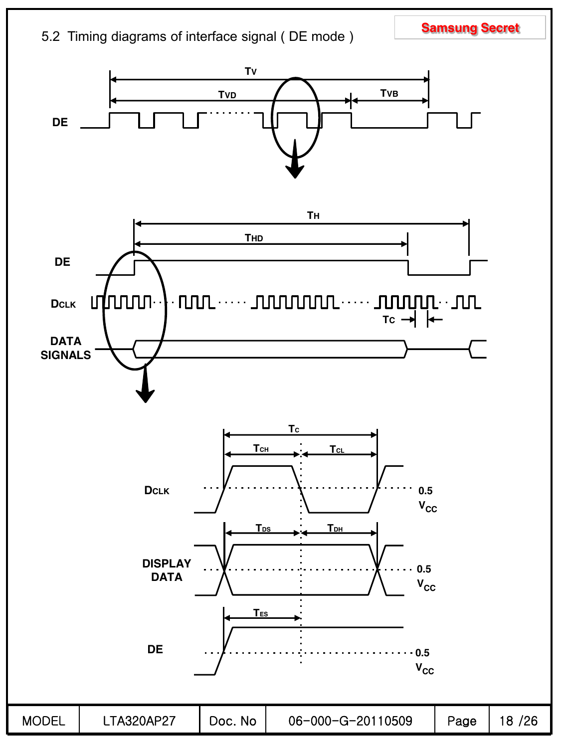5.2 Timing diagrams of interface signal ( DE mode )

Samsung Secret

TV

TVD

TVB

DE

TH

THD

DE

DCLK

TC

DATA SIGNALS

TC

TCH

TCL

DCLK

0.5 VCC

TDS

TDH

DISPLAY DATA

0.5 VCC

TES

DE

0.5 VCC

| MODEL | LTA320AP27 | Doc. No | 06-000-G-20110509 |
| --- | --- | --- | --- |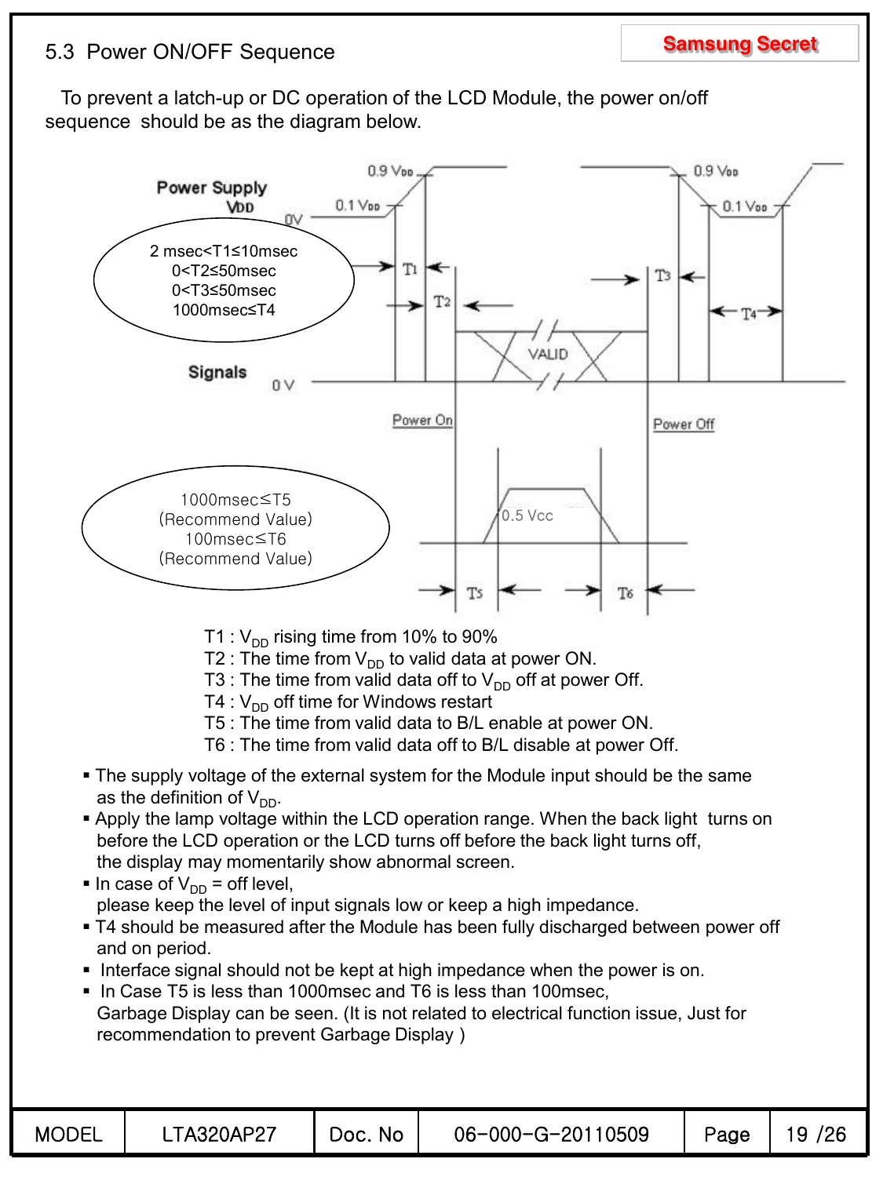## 5.3 Power ON/OFF Sequence

Samsung Secret

To prevent a latch-up or DC operation of the LCD Module, the power on/off sequence should be as the diagram below.

Power Supply
VDD
0V
0.9 VDD
0.1 VDD
0.9 VDD
0.1 VDD

2 msec<T1≤10msec
0<T2≤50msec
0<T3≤50msec
1000msec≤T4

T1
T2
T3
T4

Signals
0 V
VALID
Power On
Power Off

1000msec≤T5
(Recommend Value)
100msec≤T6
(Recommend Value)

0.5 Vcc
T5
T6

T1 : $V_{DD}$ rising time from 10% to 90%
T2 : The time from $V_{DD}$ to valid data at power ON.
T3 : The time from valid data off to $V_{DD}$ off at power Off.
T4 : $V_{DD}$ off time for Windows restart
T5 : The time from valid data to B/L enable at power ON.
T6 : The time from valid data off to B/L disable at power Off.

- The supply voltage of the external system for the Module input should be the same as the definition of $V_{DD}$.
- Apply the lamp voltage within the LCD operation range. When the back light turns on before the LCD operation or the LCD turns off before the back light turns off, the display may momentarily show abnormal screen.
- In case of $V_{DD}$ = off level, please keep the level of input signals low or keep a high impedance.
- T4 should be measured after the Module has been fully discharged between power off and on period.
- Interface signal should not be kept at high impedance when the power is on.
- In Case T5 is less than 1000msec and T6 is less than 100msec, Garbage Display can be seen. (It is not related to electrical function issue, Just for recommendation to prevent Garbage Display )

| MODEL | LTA320AP27 | Doc. No | 06-000-G-20110509 | Page | 19 /26 |
| --- | --- | --- | --- | --- | --- |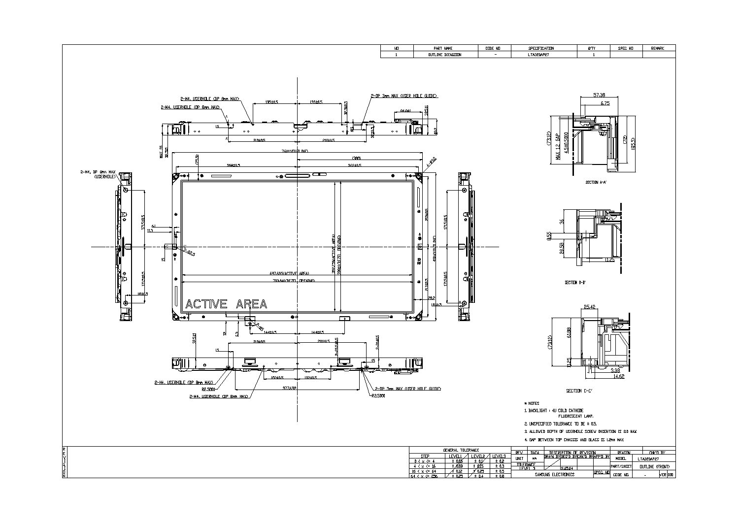| NO | PART NAME | CODE NO | SPECIFICATION | Q'TY | SPEC NO | REMARK |
|---|---|---|---|---|---|---|
| 1 | OUTLINE DIENSION | - | LTA320AP27 | 1 | | |

2-H4, USERHOLE (DP 8mm MAX)
2-H4, USERHOLE (DP 8mm MAX)
2-DP 3mm MAX (USER HOLE GUIDE)
135±0.5
135±0.5
210±0.5
210±0.5
760±1(OUTLINE)
(380)
368±0.5
368±0.5
697.685(ACTIVE AREA)
703.64(BEZEL OPENING)
392.256(ACTIVE AREA)
399.44(BEZEL OPENING)
450±1(OUTLINE)
2-H4, DP 8mm MAX (USERHOLE)
171.5±0.5
171.5±0.5
ACTIVE AREA
144±0.5
144±0.5
210±0.5
210±0.5
102±0.5
102±0.5
377.69
R2.5000
R2.5000
2-H4, USERHOLE (DP 8mm MAX)
2-H4, USERHOLE (DP 8mm MAX)
2-DP 3mm MAX (USER HOLE GUIDE)

57.36
6.75
(73.12)
MAX 12 GAP
4.5±0.5000
(72)
(65.5)
SECTION A-A'

36
8.55
28.58
SECTION B-B'

25.42
(73.12)
61.88
11.25
3.38
14.62
SECTION C-C'

* NOTES
1. BACKLIGHT : 4U COLD CATHODE FLUORESCENT LAMP.
2. UNSPECIFIED TOLERANCE TO BE ± 0.5.
3. ALLOWED DEPTH OF USERHOLE SCREW INSERTION IS 8.0 MAX
4. GAP BETWEEN TOP CHASSIS AND GLASS IS 1.2mm MAX

GENERAL TOLERANCE

| STEP | LEVEL1 | LEVEL2 | LEVEL3 |
|---|---|---|---|
| 0 < x <= 4 | ± 0.05 | ± 0.1 | ± 0.2 |
| 4 < x <= 16 | ± 0.08 | ± 0.15 | ± 0.3 |
| 16 < x <= 64 | ± 0.12 | ± 0.25 | ± 0.5 |
| 64 < x <= 256 | ± 0.25 | ± 0.4 | ± 0.8 |

| | | | | |
|---|---|---|---|---|
| REV | DATA | DESCRIPTION OF REVISION | REASON | CHK'D BY |
| UNIT | mm | DRAWN BY / DES'D BY / CHK'D BY / APP'D BY | MODEL | LTA320AP27 |
| TOLERANCE LEVEL 3 | | 06/02/14 | PART/SHEET | OUTLINE (FRONT) |
| SAMSUNG ELECTRONICS | | SPEC NO | CODE NO. - | VER 000 |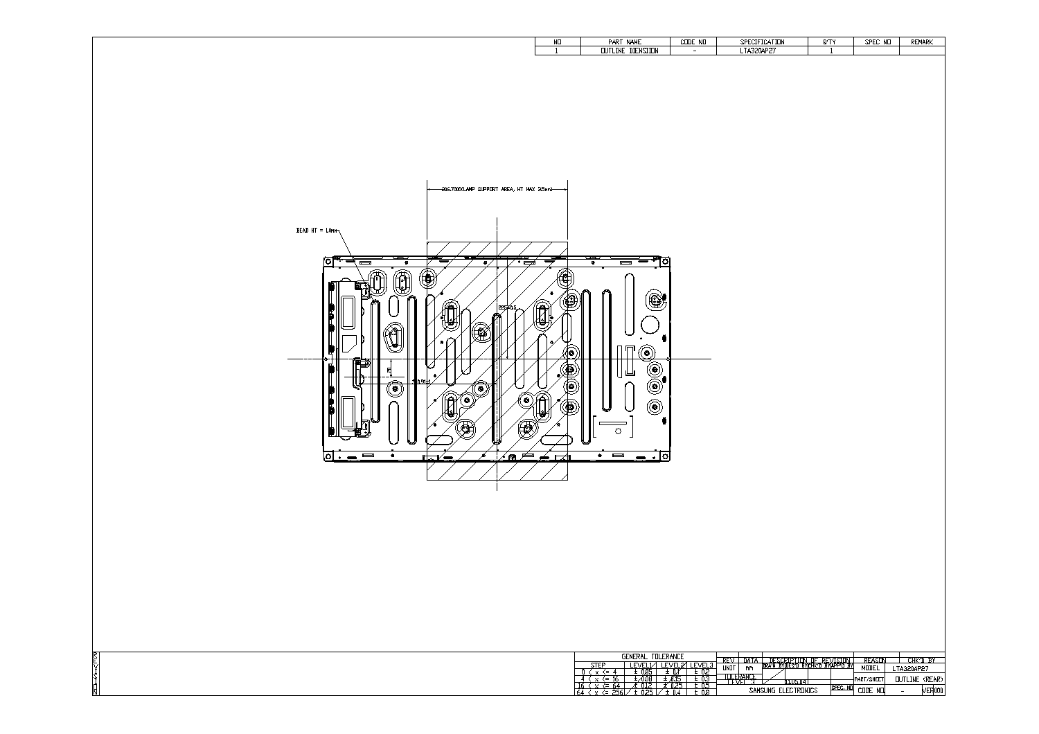| NO | PART NAME | CODE NO | SPECIFICATION | Q'TY | SPEC NO | REMARK |
|---|---|---|---|---|---|---|
| 1 | OUTLINE DIENSIION | - | LTA320AP27 | 1 | | |

206.70XX(LAMP SUPPORT AREA, HT MAX 35mm)

BEAD HT = 1.0mm

225±0.5

5±0.5

| GENERAL TOLERANCE | | | |
|---|---|---|---|
| STEP | LEVEL1 | LEVEL2 | LEVEL3 |
| 0 < x <= 4 | ± 0.05 | ± 0.1 | ± 0.2 |
| 4 < x <= 16 | ± 0.08 | ± 0.15 | ± 0.3 |
| 16 < x <= 64 | ± 0.12 | ± 0.25 | ± 0.5 |
| 64 < x <= 256 | ± 0.25 | ± 0.4 | ± 0.8 |

| REV | DATA | DESCRIPTION OF REVISION | REASON | CHK'D BY |
|---|---|---|---|---|
| UNIT | mm | DRAW BY / DESIGN BY / CHECK BY / APP'D BY | MODEL | LTA320AP27 |
| TOLERANCE LEVEL 1 | | 11.05.04 | PART/SHEET | OUTLINE (REAR) |
| SAMSUNG ELECTRONICS | | SPEC. NO | CODE NO | - VER.000 |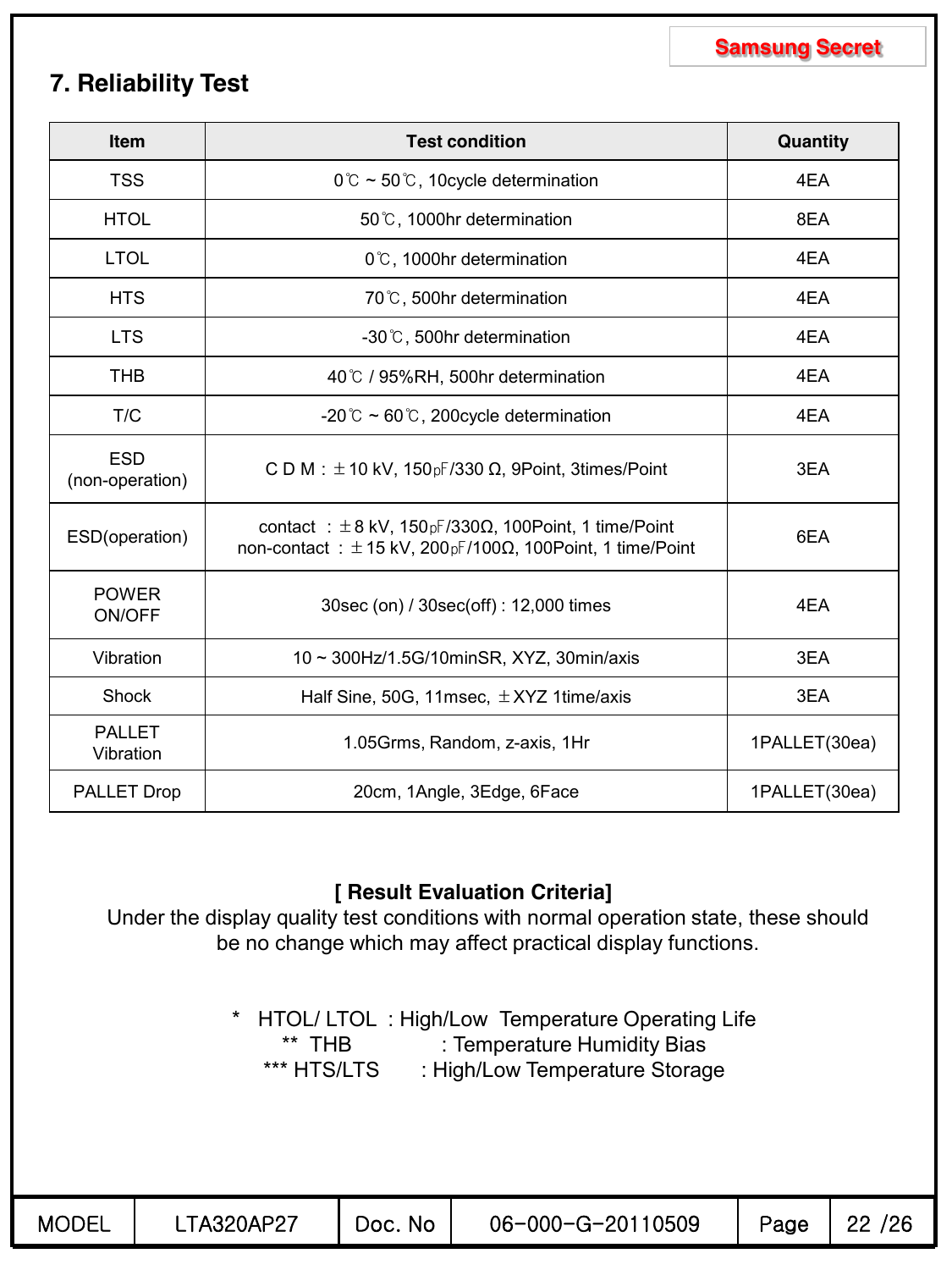Samsung Secret

## 7. Reliability Test

| Item | Test condition | Quantity |
|---|---|---|
| TSS | 0℃ ~ 50℃, 10cycle determination | 4EA |
| HTOL | 50℃, 1000hr determination | 8EA |
| LTOL | 0℃, 1000hr determination | 4EA |
| HTS | 70℃, 500hr determination | 4EA |
| LTS | -30℃, 500hr determination | 4EA |
| THB | 40℃ / 95%RH, 500hr determination | 4EA |
| T/C | -20℃ ~ 60℃, 200cycle determination | 4EA |
| ESD (non-operation) | C D M : ±10 kV, 150㎊/330 Ω, 9Point, 3times/Point | 3EA |
| ESD(operation) | contact : ±8 kV, 150㎊/330Ω, 100Point, 1 time/Point<br>non-contact : ±15 kV, 200㎊/100Ω, 100Point, 1 time/Point | 6EA |
| POWER ON/OFF | 30sec (on) / 30sec(off) : 12,000 times | 4EA |
| Vibration | 10 ~ 300Hz/1.5G/10minSR, XYZ, 30min/axis | 3EA |
| Shock | Half Sine, 50G, 11msec, ±XYZ 1time/axis | 3EA |
| PALLET Vibration | 1.05Grms, Random, z-axis, 1Hr | 1PALLET(30ea) |
| PALLET Drop | 20cm, 1Angle, 3Edge, 6Face | 1PALLET(30ea) |

**[ Result Evaluation Criteria]**

Under the display quality test conditions with normal operation state, these should be no change which may affect practical display functions.

\* HTOL/ LTOL : High/Low Temperature Operating Life

\*\* THB : Temperature Humidity Bias

\*\*\* HTS/LTS : High/Low Temperature Storage

| MODEL | LTA320AP27 | Doc. No | 06-000-G-20110509 |
|---|---|---|---|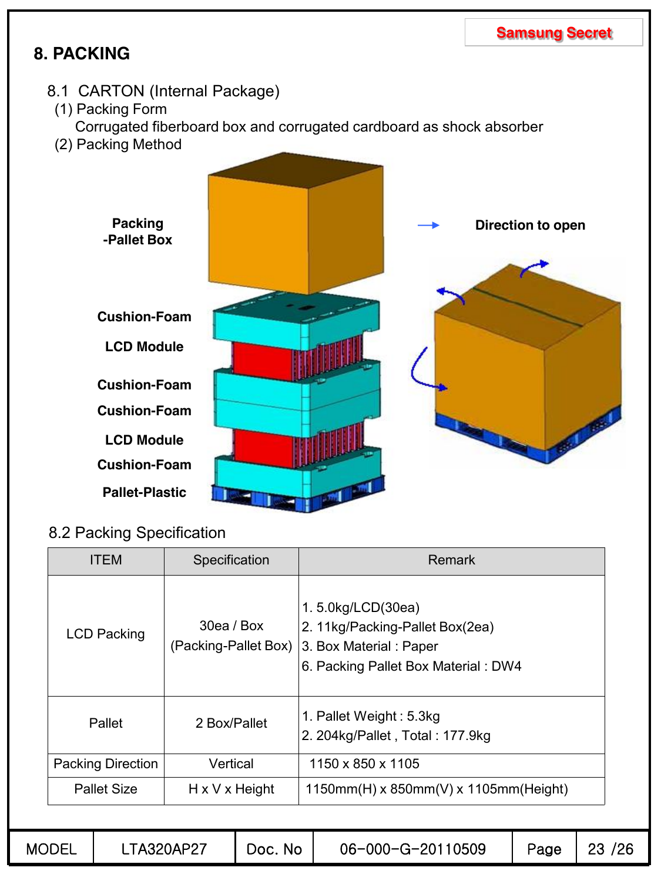Samsung Secret

# 8. PACKING

## 8.1 CARTON (Internal Package)

(1) Packing Form

Corrugated fiberboard box and corrugated cardboard as shock absorber

(2) Packing Method

Packing
-Pallet Box

Cushion-Foam

LCD Module

Cushion-Foam

Cushion-Foam

LCD Module

Cushion-Foam

Pallet-Plastic

Direction to open

## 8.2 Packing Specification

| ITEM | Specification | Remark |
|---|---|---|
| LCD Packing | 30ea / Box (Packing-Pallet Box) | 1. 5.0kg/LCD(30ea)<br>2. 11kg/Packing-Pallet Box(2ea)<br>3. Box Material : Paper<br>6. Packing Pallet Box Material : DW4 |
| Pallet | 2 Box/Pallet | 1. Pallet Weight : 5.3kg<br>2. 204kg/Pallet , Total : 177.9kg |
| Packing Direction | Vertical | 1150 x 850 x 1105 |
| Pallet Size | H x V x Height | 1150mm(H) x 850mm(V) x 1105mm(Height) |

| MODEL | LTA320AP27 | Doc. No | 06-000-G-20110509 |
|---|---|---|---|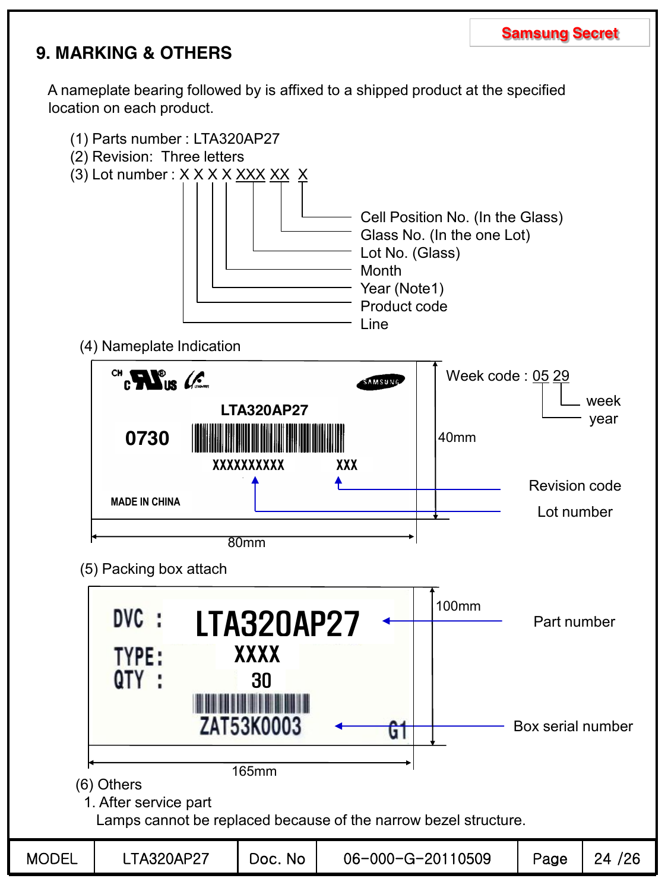Samsung Secret

## 9. MARKING & OTHERS

A nameplate bearing followed by is affixed to a shipped product at the specified location on each product.

(1) Parts number : LTA320AP27
(2) Revision: Three letters
(3) Lot number : X X X X XXX XX X

- Cell Position No. (In the Glass)
- Glass No. (In the one Lot)
- Lot No. (Glass)
- Month
- Year (Note1)
- Product code
- Line

(4) Nameplate Indication

CH c US

SAMSUNG

LTA320AP27

0730

XXXXXXXXX XXX

MADE IN CHINA

Week code : 05 29

week

year

40mm

80mm

Revision code

Lot number

(5) Packing box attach

DVC : LTA320AP27

TYPE: XXXX

QTY : 30

ZAT53K0003

G1

100mm

165mm

Part number

Box serial number

(6) Others

1. After service part

Lamps cannot be replaced because of the narrow bezel structure.

| MODEL | LTA320AP27 | Doc. No | 06-000-G-20110509 | Page | 24 /26 |
|---|---|---|---|---|---|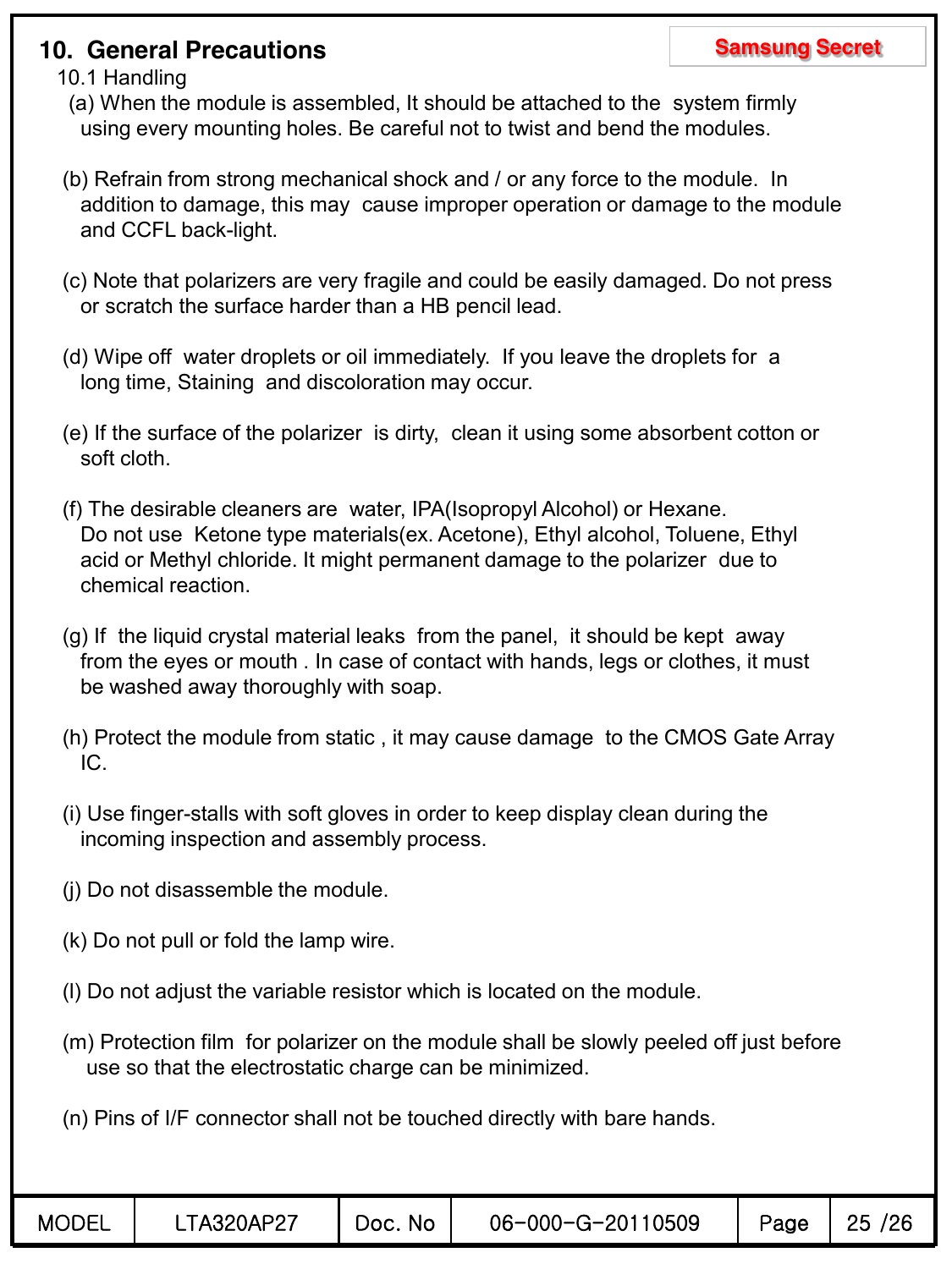## 10. General Precautions

Samsung Secret

### 10.1 Handling

(a) When the module is assembled, It should be attached to the system firmly using every mounting holes. Be careful not to twist and bend the modules.

(b) Refrain from strong mechanical shock and / or any force to the module. In addition to damage, this may cause improper operation or damage to the module and CCFL back-light.

(c) Note that polarizers are very fragile and could be easily damaged. Do not press or scratch the surface harder than a HB pencil lead.

(d) Wipe off water droplets or oil immediately. If you leave the droplets for a long time, Staining and discoloration may occur.

(e) If the surface of the polarizer is dirty, clean it using some absorbent cotton or soft cloth.

(f) The desirable cleaners are water, IPA(Isopropyl Alcohol) or Hexane. Do not use Ketone type materials(ex. Acetone), Ethyl alcohol, Toluene, Ethyl acid or Methyl chloride. It might permanent damage to the polarizer due to chemical reaction.

(g) If the liquid crystal material leaks from the panel, it should be kept away from the eyes or mouth . In case of contact with hands, legs or clothes, it must be washed away thoroughly with soap.

(h) Protect the module from static , it may cause damage to the CMOS Gate Array IC.

(i) Use finger-stalls with soft gloves in order to keep display clean during the incoming inspection and assembly process.

(j) Do not disassemble the module.

(k) Do not pull or fold the lamp wire.

(l) Do not adjust the variable resistor which is located on the module.

(m) Protection film for polarizer on the module shall be slowly peeled off just before use so that the electrostatic charge can be minimized.

(n) Pins of I/F connector shall not be touched directly with bare hands.

| | | | | | |
|---|---|---|---|---|---|
| MODEL | LTA320AP27 | Doc. No | 06-000-G-20110509 | Page | 25 /26 |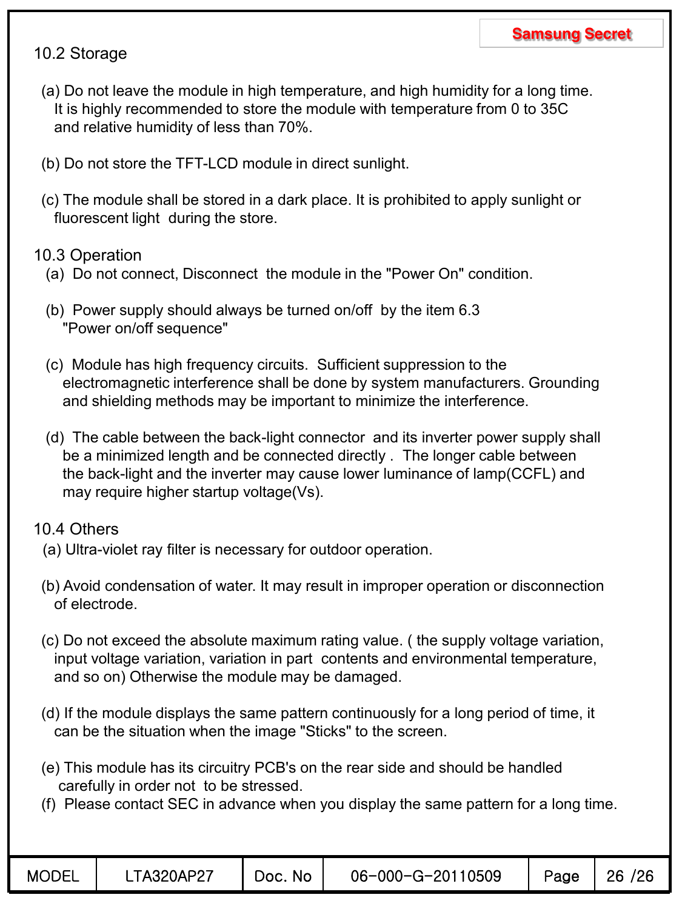## 10.2 Storage

(a) Do not leave the module in high temperature, and high humidity for a long time. It is highly recommended to store the module with temperature from 0 to 35C and relative humidity of less than 70%.

(b) Do not store the TFT-LCD module in direct sunlight.

(c) The module shall be stored in a dark place. It is prohibited to apply sunlight or fluorescent light during the store.

## 10.3 Operation

(a) Do not connect, Disconnect the module in the "Power On" condition.

(b) Power supply should always be turned on/off by the item 6.3 "Power on/off sequence"

(c) Module has high frequency circuits. Sufficient suppression to the electromagnetic interference shall be done by system manufacturers. Grounding and shielding methods may be important to minimize the interference.

(d) The cable between the back-light connector and its inverter power supply shall be a minimized length and be connected directly . The longer cable between the back-light and the inverter may cause lower luminance of lamp(CCFL) and may require higher startup voltage(Vs).

## 10.4 Others

(a) Ultra-violet ray filter is necessary for outdoor operation.

(b) Avoid condensation of water. It may result in improper operation or disconnection of electrode.

(c) Do not exceed the absolute maximum rating value. ( the supply voltage variation, input voltage variation, variation in part contents and environmental temperature, and so on) Otherwise the module may be damaged.

(d) If the module displays the same pattern continuously for a long period of time, it can be the situation when the image "Sticks" to the screen.

(e) This module has its circuitry PCB's on the rear side and should be handled carefully in order not to be stressed.

(f) Please contact SEC in advance when you display the same pattern for a long time.